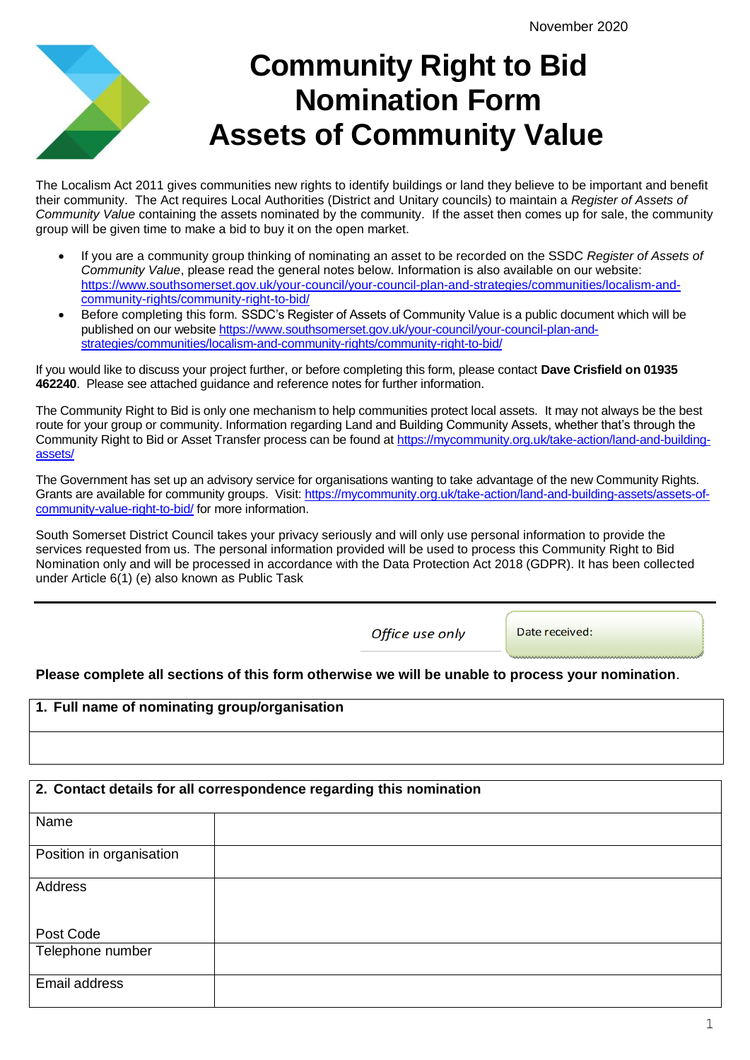November 2020

# Community Right to Bid Nomination Form Assets of Community Value

The Localism Act 2011 gives communities new rights to identify buildings or land they believe to be important and benefit their community. The Act requires Local Authorities (District and Unitary councils) to maintain a *Register of Assets of Community Value* containing the assets nominated by the community. If the asset then comes up for sale, the community group will be given time to make a bid to buy it on the open market.

- If you are a community group thinking of nominating an asset to be recorded on the SSDC *Register of Assets of Community Value*, please read the general notes below. Information is also available on our website: https://www.southsomerset.gov.uk/your-council/your-council-plan-and-strategies/communities/localism-and-community-rights/community-right-to-bid/
- Before completing this form. SSDC's Register of Assets of Community Value is a public document which will be published on our website https://www.southsomerset.gov.uk/your-council/your-council-plan-and-strategies/communities/localism-and-community-rights/community-right-to-bid/

If you would like to discuss your project further, or before completing this form, please contact **Dave Crisfield on 01935 462240**. Please see attached guidance and reference notes for further information.

The Community Right to Bid is only one mechanism to help communities protect local assets. It may not always be the best route for your group or community. Information regarding Land and Building Community Assets, whether that's through the Community Right to Bid or Asset Transfer process can be found at https://mycommunity.org.uk/take-action/land-and-building-assets/

The Government has set up an advisory service for organisations wanting to take advantage of the new Community Rights. Grants are available for community groups. Visit: https://mycommunity.org.uk/take-action/land-and-building-assets/assets-of-community-value-right-to-bid/ for more information.

South Somerset District Council takes your privacy seriously and will only use personal information to provide the services requested from us. The personal information provided will be used to process this Community Right to Bid Nomination only and will be processed in accordance with the Data Protection Act 2018 (GDPR). It has been collected under Article 6(1) (e) also known as Public Task

---

*Office use only* | Date received:

**Please complete all sections of this form otherwise we will be unable to process your nomination**.

| **1. Full name of nominating group/organisation** |
| --- |
| |

| **2. Contact details for all correspondence regarding this nomination** | |
| --- | --- |
| Name | |
| Position in organisation | |
| Address<br><br>Post Code | |
| Telephone number | |
| Email address | |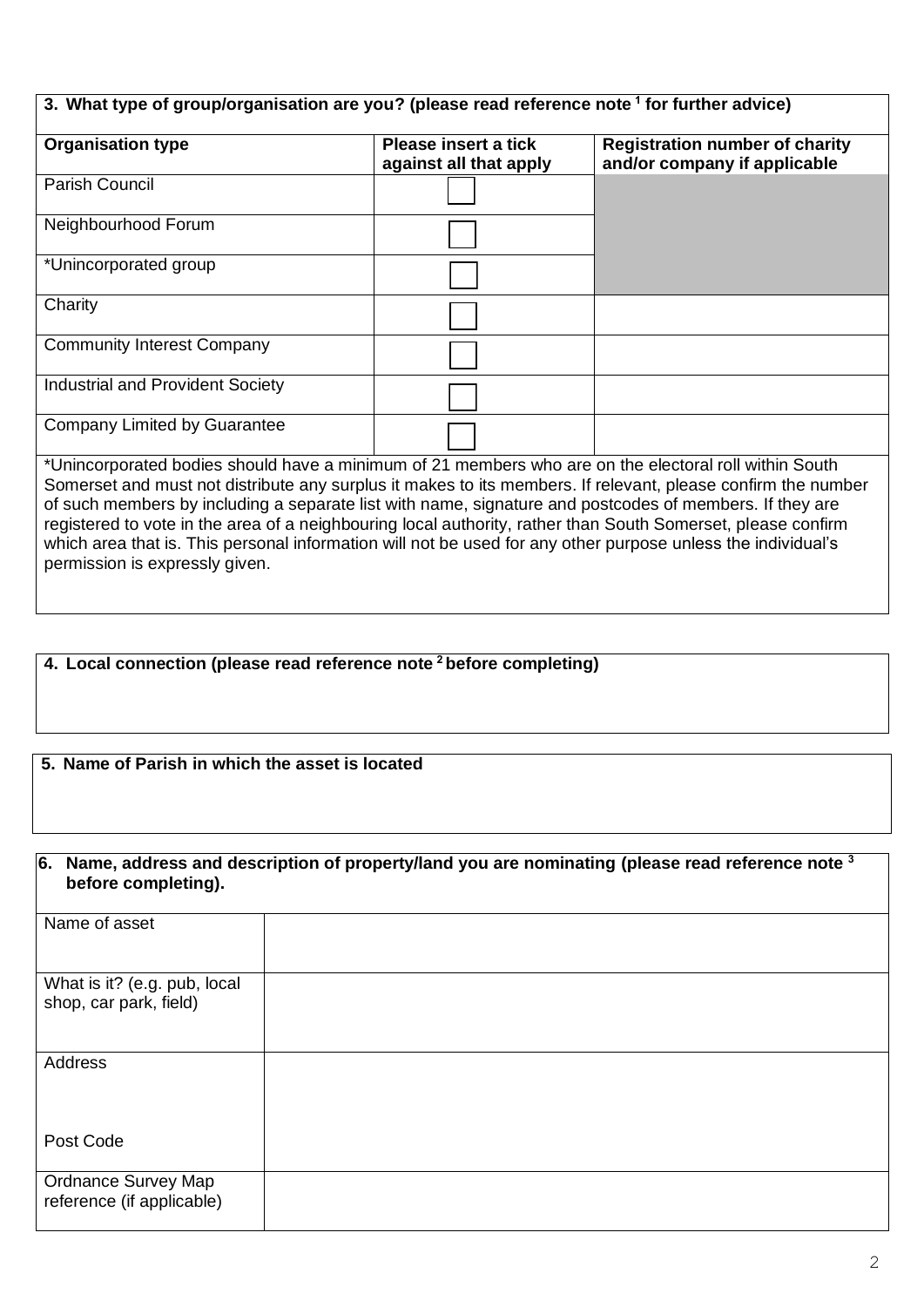| 3. What type of group/organisation are you? (please read reference note [1] for further advice) | | |
|---|---|---|
| **Organisation type** | **Please insert a tick against all that apply** | **Registration number of charity and/or company if applicable** |
| Parish Council | ☐ | |
| Neighbourhood Forum | ☐ | |
| *Unincorporated group | ☐ | |
| Charity | ☐ | |
| Community Interest Company | ☐ | |
| Industrial and Provident Society | ☐ | |
| Company Limited by Guarantee | ☐ | |

*Unincorporated bodies should have a minimum of 21 members who are on the electoral roll within South Somerset and must not distribute any surplus it makes to its members. If relevant, please confirm the number of such members by including a separate list with name, signature and postcodes of members. If they are registered to vote in the area of a neighbouring local authority, rather than South Somerset, please confirm which area that is. This personal information will not be used for any other purpose unless the individual's permission is expressly given.

**4. Local connection (please read reference note [2] before completing)**

**5. Name of Parish in which the asset is located**

| 6. Name, address and description of property/land you are nominating (please read reference note [3] before completing). | |
|---|---|
| Name of asset | |
| What is it? (e.g. pub, local shop, car park, field) | |
| Address<br><br>Post Code | |
| Ordnance Survey Map reference (if applicable) | |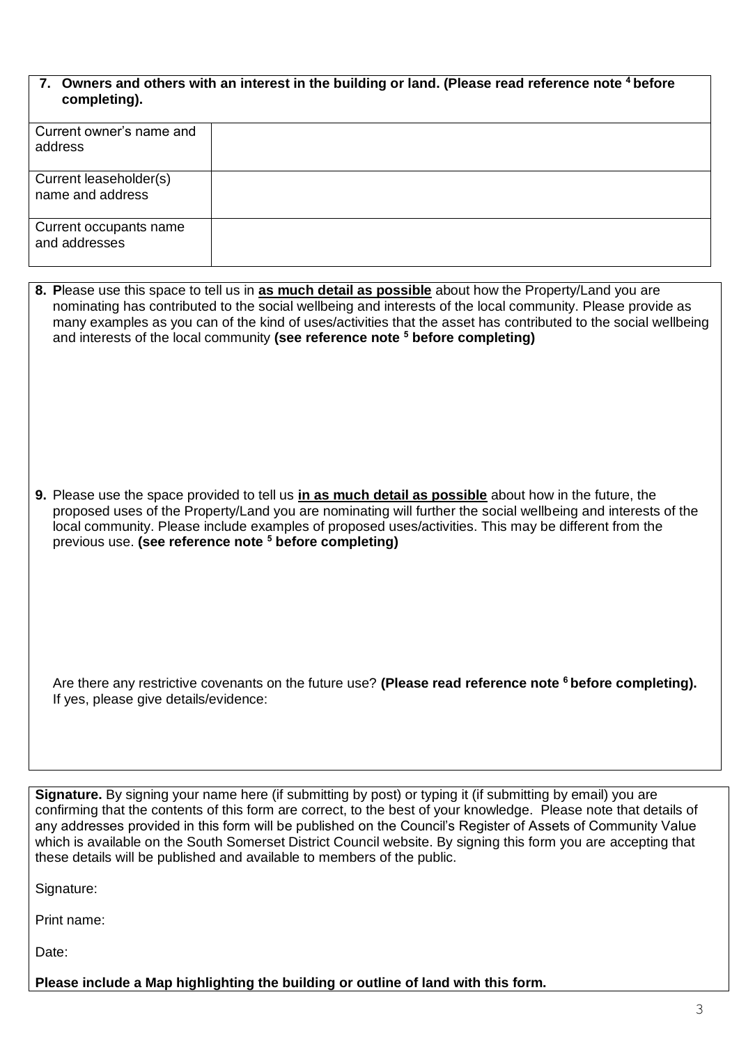**7. Owners and others with an interest in the building or land. (Please read reference note [4] before completing).**

| | |
|---|---|
| Current owner's name and address | |
| Current leaseholder(s) name and address | |
| Current occupants name and addresses | |

**8. P**lease use this space to tell us in **as much detail as possible** about how the Property/Land you are nominating has contributed to the social wellbeing and interests of the local community. Please provide as many examples as you can of the kind of uses/activities that the asset has contributed to the social wellbeing and interests of the local community **(see reference note [5] before completing)**

**9.** Please use the space provided to tell us **in as much detail as possible** about how in the future, the proposed uses of the Property/Land you are nominating will further the social wellbeing and interests of the local community. Please include examples of proposed uses/activities. This may be different from the previous use. **(see reference note [5] before completing)**

Are there any restrictive covenants on the future use? **(Please read reference note [6] before completing).** If yes, please give details/evidence:

**Signature.** By signing your name here (if submitting by post) or typing it (if submitting by email) you are confirming that the contents of this form are correct, to the best of your knowledge. Please note that details of any addresses provided in this form will be published on the Council's Register of Assets of Community Value which is available on the South Somerset District Council website. By signing this form you are accepting that these details will be published and available to members of the public.

Signature:

Print name:

Date:

**Please include a Map highlighting the building or outline of land with this form.**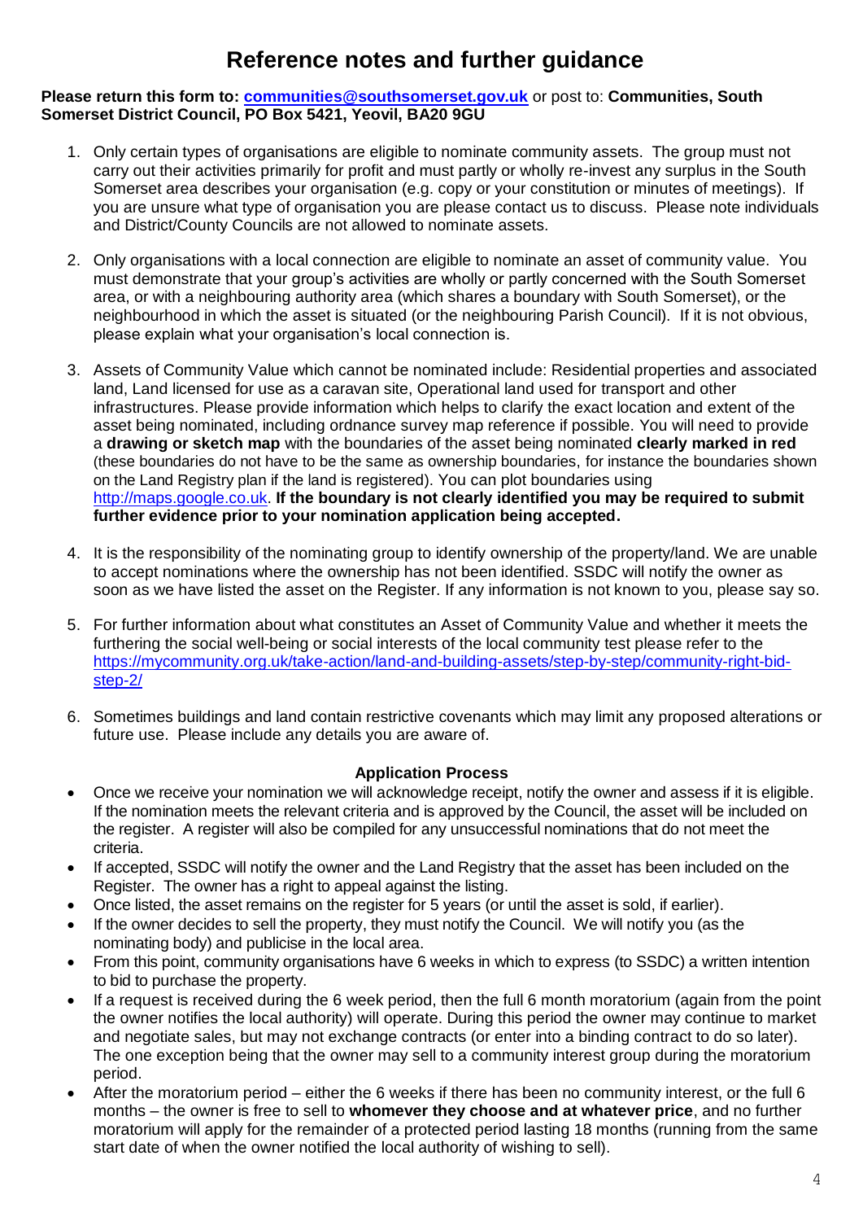# Reference notes and further guidance

**Please return this form to: communities@southsomerset.gov.uk** or post to: **Communities, South Somerset District Council, PO Box 5421, Yeovil, BA20 9GU**

1. Only certain types of organisations are eligible to nominate community assets. The group must not carry out their activities primarily for profit and must partly or wholly re-invest any surplus in the South Somerset area describes your organisation (e.g. copy or your constitution or minutes of meetings). If you are unsure what type of organisation you are please contact us to discuss. Please note individuals and District/County Councils are not allowed to nominate assets.

2. Only organisations with a local connection are eligible to nominate an asset of community value. You must demonstrate that your group's activities are wholly or partly concerned with the South Somerset area, or with a neighbouring authority area (which shares a boundary with South Somerset), or the neighbourhood in which the asset is situated (or the neighbouring Parish Council). If it is not obvious, please explain what your organisation's local connection is.

3. Assets of Community Value which cannot be nominated include: Residential properties and associated land, Land licensed for use as a caravan site, Operational land used for transport and other infrastructures. Please provide information which helps to clarify the exact location and extent of the asset being nominated, including ordnance survey map reference if possible. You will need to provide a **drawing or sketch map** with the boundaries of the asset being nominated **clearly marked in red** (these boundaries do not have to be the same as ownership boundaries, for instance the boundaries shown on the Land Registry plan if the land is registered). You can plot boundaries using http://maps.google.co.uk. **If the boundary is not clearly identified you may be required to submit further evidence prior to your nomination application being accepted.**

4. It is the responsibility of the nominating group to identify ownership of the property/land. We are unable to accept nominations where the ownership has not been identified. SSDC will notify the owner as soon as we have listed the asset on the Register. If any information is not known to you, please say so.

5. For further information about what constitutes an Asset of Community Value and whether it meets the furthering the social well-being or social interests of the local community test please refer to the https://mycommunity.org.uk/take-action/land-and-building-assets/step-by-step/community-right-bid-step-2/

6. Sometimes buildings and land contain restrictive covenants which may limit any proposed alterations or future use. Please include any details you are aware of.

**Application Process**

- Once we receive your nomination we will acknowledge receipt, notify the owner and assess if it is eligible. If the nomination meets the relevant criteria and is approved by the Council, the asset will be included on the register. A register will also be compiled for any unsuccessful nominations that do not meet the criteria.
- If accepted, SSDC will notify the owner and the Land Registry that the asset has been included on the Register. The owner has a right to appeal against the listing.
- Once listed, the asset remains on the register for 5 years (or until the asset is sold, if earlier).
- If the owner decides to sell the property, they must notify the Council. We will notify you (as the nominating body) and publicise in the local area.
- From this point, community organisations have 6 weeks in which to express (to SSDC) a written intention to bid to purchase the property.
- If a request is received during the 6 week period, then the full 6 month moratorium (again from the point the owner notifies the local authority) will operate. During this period the owner may continue to market and negotiate sales, but may not exchange contracts (or enter into a binding contract to do so later). The one exception being that the owner may sell to a community interest group during the moratorium period.
- After the moratorium period – either the 6 weeks if there has been no community interest, or the full 6 months – the owner is free to sell to **whomever they choose and at whatever price**, and no further moratorium will apply for the remainder of a protected period lasting 18 months (running from the same start date of when the owner notified the local authority of wishing to sell).